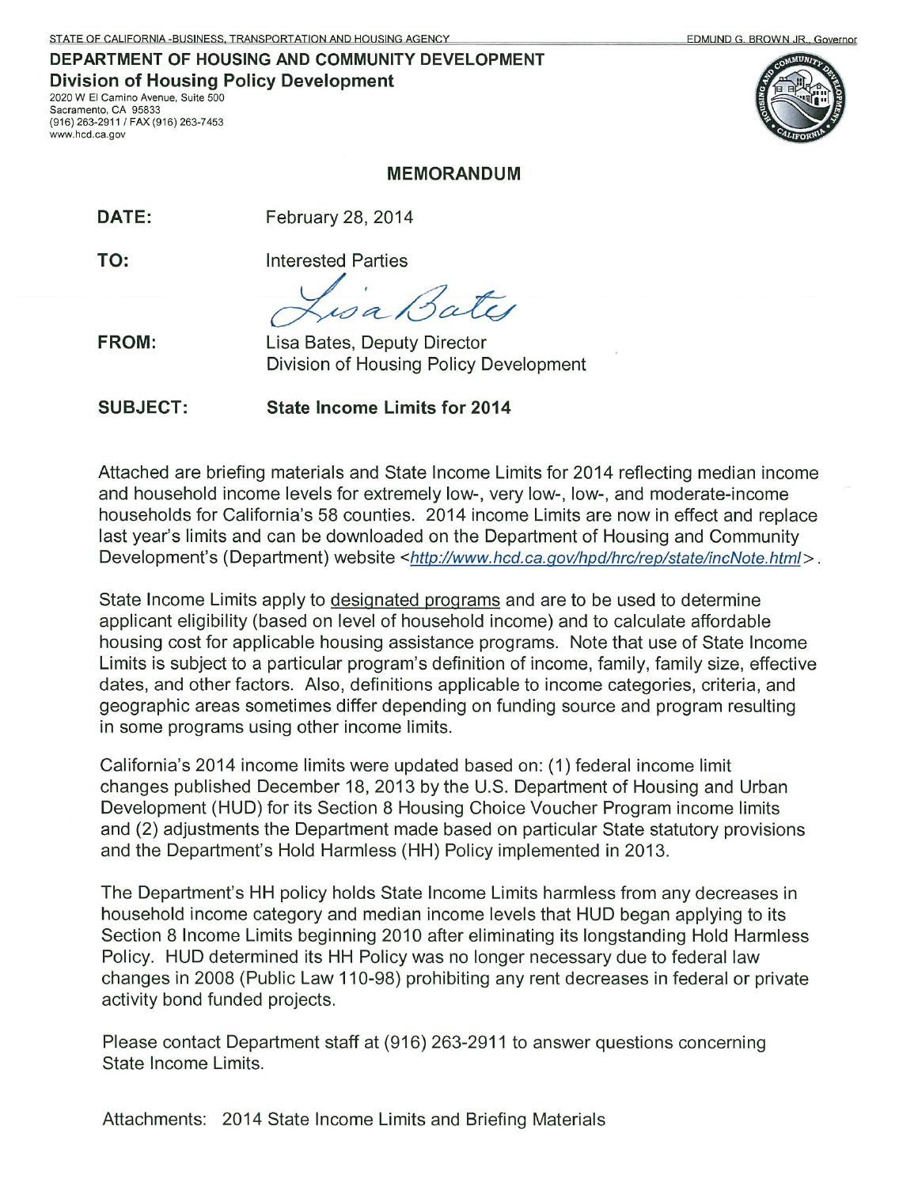STATE OF CALIFORNIA - BUSINESS, TRANSPORTATION AND HOUSING AGENCY — EDMUND G. BROWN JR., Governor

**DEPARTMENT OF HOUSING AND COMMUNITY DEVELOPMENT**
**Division of Housing Policy Development**
2020 W El Camino Avenue, Suite 500
Sacramento, CA 95833
(916) 263-2911 / FAX (916) 263-7453
www.hcd.ca.gov

## MEMORANDUM

**DATE:** February 28, 2014

**TO:** Interested Parties

**FROM:** Lisa Bates, Deputy Director
Division of Housing Policy Development

**SUBJECT:** **State Income Limits for 2014**

Attached are briefing materials and State Income Limits for 2014 reflecting median income and household income levels for extremely low-, very low-, low-, and moderate-income households for California's 58 counties. 2014 income Limits are now in effect and replace last year's limits and can be downloaded on the Department of Housing and Community Development's (Department) website <*http://www.hcd.ca.gov/hpd/hrc/rep/state/incNote.html*>.

State Income Limits apply to designated programs and are to be used to determine applicant eligibility (based on level of household income) and to calculate affordable housing cost for applicable housing assistance programs. Note that use of State Income Limits is subject to a particular program's definition of income, family, family size, effective dates, and other factors. Also, definitions applicable to income categories, criteria, and geographic areas sometimes differ depending on funding source and program resulting in some programs using other income limits.

California's 2014 income limits were updated based on: (1) federal income limit changes published December 18, 2013 by the U.S. Department of Housing and Urban Development (HUD) for its Section 8 Housing Choice Voucher Program income limits and (2) adjustments the Department made based on particular State statutory provisions and the Department's Hold Harmless (HH) Policy implemented in 2013.

The Department's HH policy holds State Income Limits harmless from any decreases in household income category and median income levels that HUD began applying to its Section 8 Income Limits beginning 2010 after eliminating its longstanding Hold Harmless Policy. HUD determined its HH Policy was no longer necessary due to federal law changes in 2008 (Public Law 110-98) prohibiting any rent decreases in federal or private activity bond funded projects.

Please contact Department staff at (916) 263-2911 to answer questions concerning State Income Limits.

Attachments: 2014 State Income Limits and Briefing Materials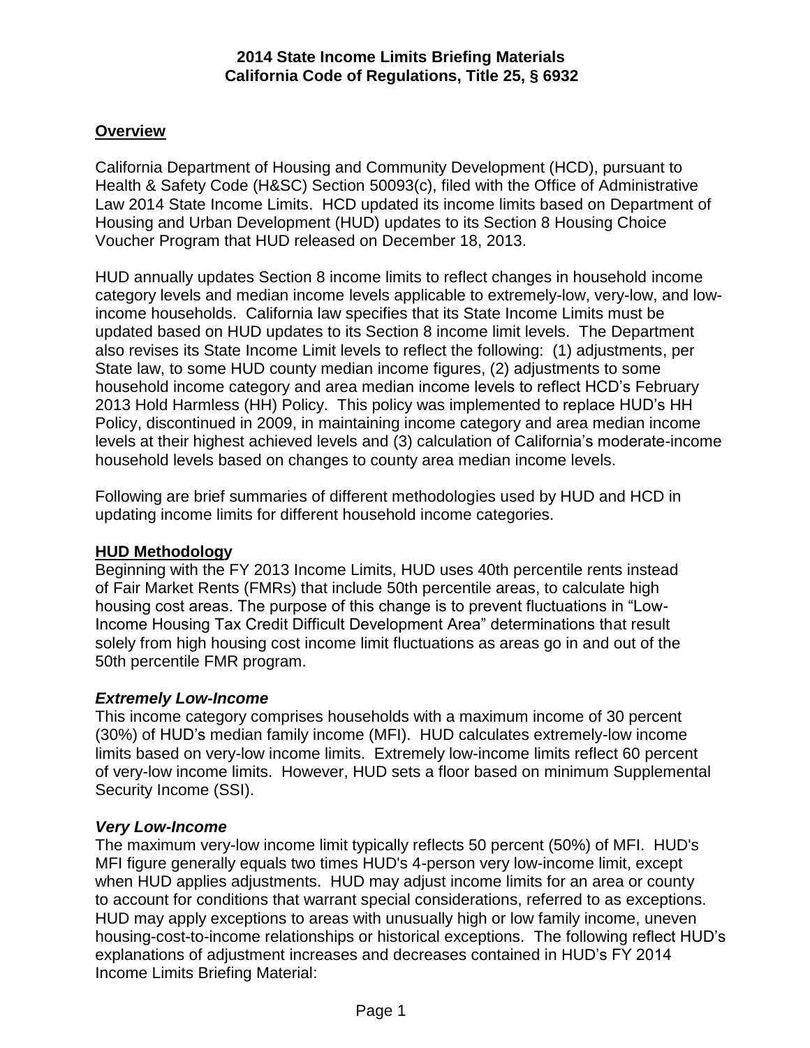**2014 State Income Limits Briefing Materials**
**California Code of Regulations, Title 25, § 6932**

## Overview

California Department of Housing and Community Development (HCD), pursuant to Health & Safety Code (H&SC) Section 50093(c), filed with the Office of Administrative Law 2014 State Income Limits. HCD updated its income limits based on Department of Housing and Urban Development (HUD) updates to its Section 8 Housing Choice Voucher Program that HUD released on December 18, 2013.

HUD annually updates Section 8 income limits to reflect changes in household income category levels and median income levels applicable to extremely-low, very-low, and low-income households. California law specifies that its State Income Limits must be updated based on HUD updates to its Section 8 income limit levels. The Department also revises its State Income Limit levels to reflect the following: (1) adjustments, per State law, to some HUD county median income figures, (2) adjustments to some household income category and area median income levels to reflect HCD's February 2013 Hold Harmless (HH) Policy. This policy was implemented to replace HUD's HH Policy, discontinued in 2009, in maintaining income category and area median income levels at their highest achieved levels and (3) calculation of California's moderate-income household levels based on changes to county area median income levels.

Following are brief summaries of different methodologies used by HUD and HCD in updating income limits for different household income categories.

## HUD Methodology

Beginning with the FY 2013 Income Limits, HUD uses 40th percentile rents instead of Fair Market Rents (FMRs) that include 50th percentile areas, to calculate high housing cost areas. The purpose of this change is to prevent fluctuations in "Low-Income Housing Tax Credit Difficult Development Area" determinations that result solely from high housing cost income limit fluctuations as areas go in and out of the 50th percentile FMR program.

### *Extremely Low-Income*

This income category comprises households with a maximum income of 30 percent (30%) of HUD's median family income (MFI). HUD calculates extremely-low income limits based on very-low income limits. Extremely low-income limits reflect 60 percent of very-low income limits. However, HUD sets a floor based on minimum Supplemental Security Income (SSI).

### *Very Low-Income*

The maximum very-low income limit typically reflects 50 percent (50%) of MFI. HUD's MFI figure generally equals two times HUD's 4-person very low-income limit, except when HUD applies adjustments. HUD may adjust income limits for an area or county to account for conditions that warrant special considerations, referred to as exceptions. HUD may apply exceptions to areas with unusually high or low family income, uneven housing-cost-to-income relationships or historical exceptions. The following reflect HUD's explanations of adjustment increases and decreases contained in HUD's FY 2014 Income Limits Briefing Material: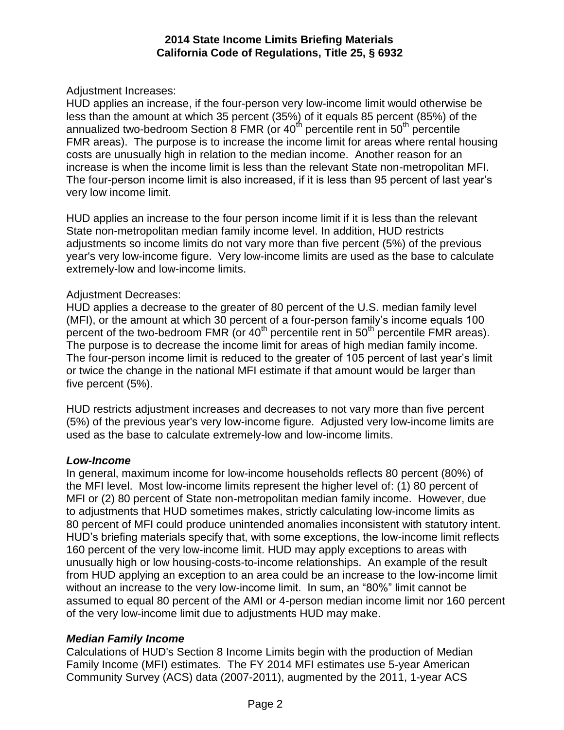Adjustment Increases:
HUD applies an increase, if the four-person very low-income limit would otherwise be less than the amount at which 35 percent (35%) of it equals 85 percent (85%) of the annualized two-bedroom Section 8 FMR (or 40th percentile rent in 50th percentile FMR areas). The purpose is to increase the income limit for areas where rental housing costs are unusually high in relation to the median income. Another reason for an increase is when the income limit is less than the relevant State non-metropolitan MFI. The four-person income limit is also increased, if it is less than 95 percent of last year's very low income limit.

HUD applies an increase to the four person income limit if it is less than the relevant State non-metropolitan median family income level. In addition, HUD restricts adjustments so income limits do not vary more than five percent (5%) of the previous year's very low-income figure. Very low-income limits are used as the base to calculate extremely-low and low-income limits.

Adjustment Decreases:
HUD applies a decrease to the greater of 80 percent of the U.S. median family level (MFI), or the amount at which 30 percent of a four-person family's income equals 100 percent of the two-bedroom FMR (or 40th percentile rent in 50th percentile FMR areas). The purpose is to decrease the income limit for areas of high median family income. The four-person income limit is reduced to the greater of 105 percent of last year's limit or twice the change in the national MFI estimate if that amount would be larger than five percent (5%).

HUD restricts adjustment increases and decreases to not vary more than five percent (5%) of the previous year's very low-income figure. Adjusted very low-income limits are used as the base to calculate extremely-low and low-income limits.

***Low-Income***

In general, maximum income for low-income households reflects 80 percent (80%) of the MFI level. Most low-income limits represent the higher level of: (1) 80 percent of MFI or (2) 80 percent of State non-metropolitan median family income. However, due to adjustments that HUD sometimes makes, strictly calculating low-income limits as 80 percent of MFI could produce unintended anomalies inconsistent with statutory intent. HUD's briefing materials specify that, with some exceptions, the low-income limit reflects 160 percent of the very low-income limit. HUD may apply exceptions to areas with unusually high or low housing-costs-to-income relationships. An example of the result from HUD applying an exception to an area could be an increase to the low-income limit without an increase to the very low-income limit. In sum, an "80%" limit cannot be assumed to equal 80 percent of the AMI or 4-person median income limit nor 160 percent of the very low-income limit due to adjustments HUD may make.

***Median Family Income***

Calculations of HUD's Section 8 Income Limits begin with the production of Median Family Income (MFI) estimates. The FY 2014 MFI estimates use 5-year American Community Survey (ACS) data (2007-2011), augmented by the 2011, 1-year ACS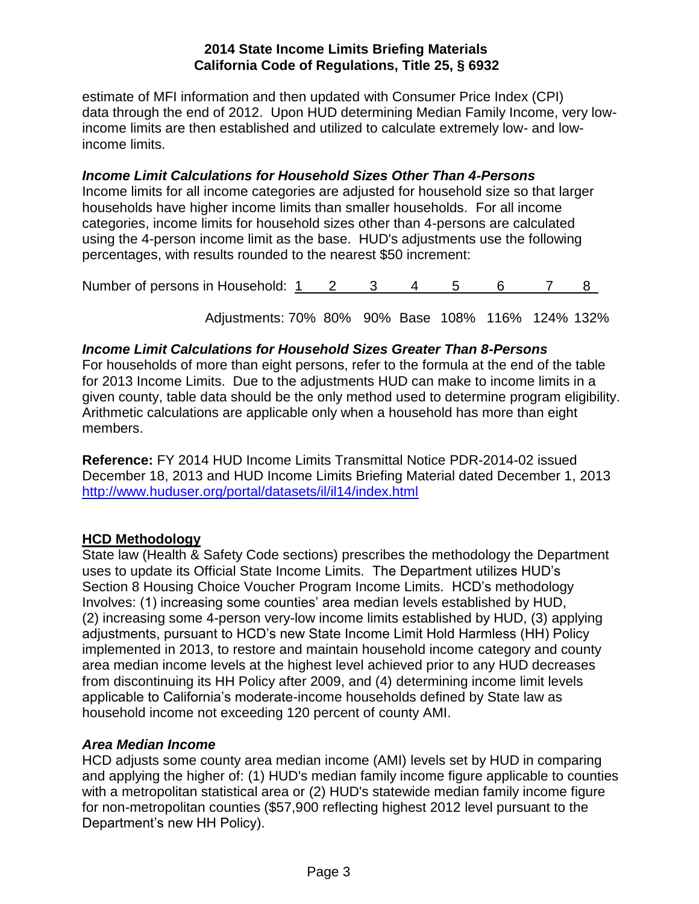estimate of MFI information and then updated with Consumer Price Index (CPI) data through the end of 2012. Upon HUD determining Median Family Income, very low-income limits are then established and utilized to calculate extremely low- and low-income limits.

### *Income Limit Calculations for Household Sizes Other Than 4-Persons*

Income limits for all income categories are adjusted for household size so that larger households have higher income limits than smaller households. For all income categories, income limits for household sizes other than 4-persons are calculated using the 4-person income limit as the base. HUD's adjustments use the following percentages, with results rounded to the nearest $50 increment:

| Number of persons in Household: | 1 | 2 | 3 | 4 | 5 | 6 | 7 | 8 |
|---|---|---|---|---|---|---|---|---|
| Adjustments: | 70% | 80% | 90% | Base | 108% | 116% | 124% | 132% |

### *Income Limit Calculations for Household Sizes Greater Than 8-Persons*

For households of more than eight persons, refer to the formula at the end of the table for 2013 Income Limits. Due to the adjustments HUD can make to income limits in a given county, table data should be the only method used to determine program eligibility. Arithmetic calculations are applicable only when a household has more than eight members.

**Reference:** FY 2014 HUD Income Limits Transmittal Notice PDR-2014-02 issued December 18, 2013 and HUD Income Limits Briefing Material dated December 1, 2013 http://www.huduser.org/portal/datasets/il/il14/index.html

## HCD Methodology

State law (Health & Safety Code sections) prescribes the methodology the Department uses to update its Official State Income Limits. The Department utilizes HUD's Section 8 Housing Choice Voucher Program Income Limits. HCD's methodology Involves: (1) increasing some counties' area median levels established by HUD, (2) increasing some 4-person very-low income limits established by HUD, (3) applying adjustments, pursuant to HCD's new State Income Limit Hold Harmless (HH) Policy implemented in 2013, to restore and maintain household income category and county area median income levels at the highest level achieved prior to any HUD decreases from discontinuing its HH Policy after 2009, and (4) determining income limit levels applicable to California's moderate-income households defined by State law as household income not exceeding 120 percent of county AMI.

### *Area Median Income*

HCD adjusts some county area median income (AMI) levels set by HUD in comparing and applying the higher of: (1) HUD's median family income figure applicable to counties with a metropolitan statistical area or (2) HUD's statewide median family income figure for non-metropolitan counties ($57,900 reflecting highest 2012 level pursuant to the Department's new HH Policy).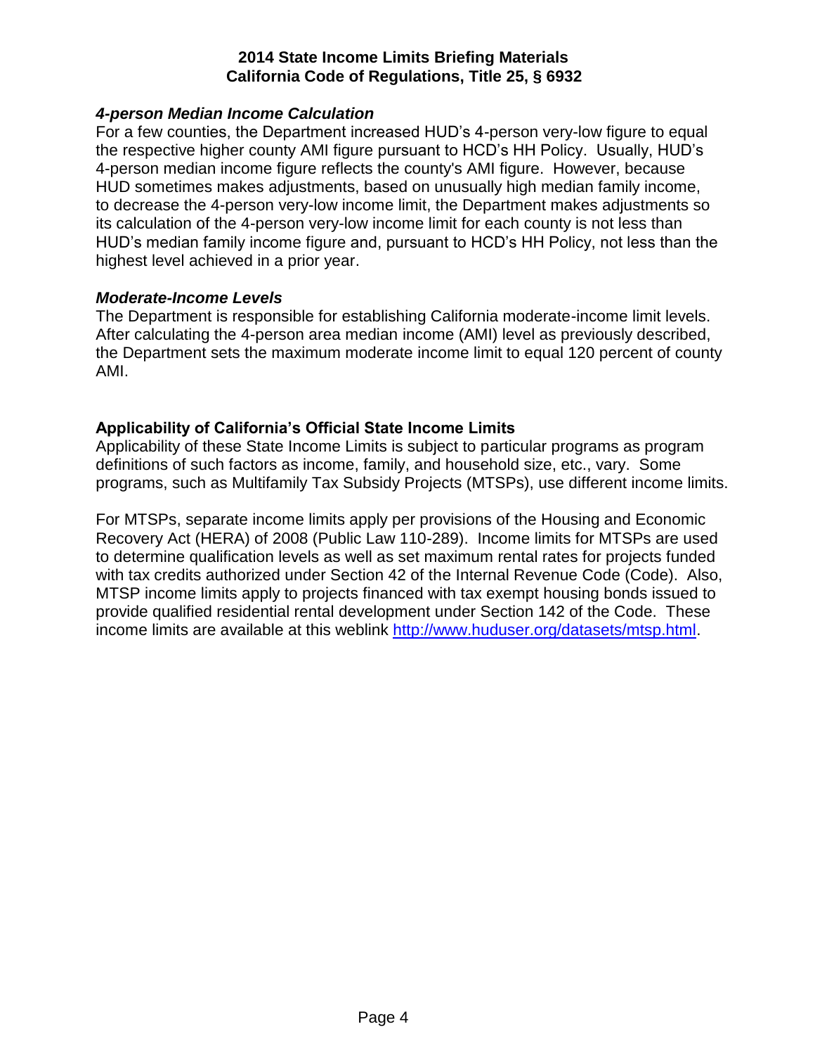### *4-person Median Income Calculation*

For a few counties, the Department increased HUD's 4-person very-low figure to equal the respective higher county AMI figure pursuant to HCD's HH Policy. Usually, HUD's 4-person median income figure reflects the county's AMI figure. However, because HUD sometimes makes adjustments, based on unusually high median family income, to decrease the 4-person very-low income limit, the Department makes adjustments so its calculation of the 4-person very-low income limit for each county is not less than HUD's median family income figure and, pursuant to HCD's HH Policy, not less than the highest level achieved in a prior year.

### *Moderate-Income Levels*

The Department is responsible for establishing California moderate-income limit levels. After calculating the 4-person area median income (AMI) level as previously described, the Department sets the maximum moderate income limit to equal 120 percent of county AMI.

## Applicability of California's Official State Income Limits

Applicability of these State Income Limits is subject to particular programs as program definitions of such factors as income, family, and household size, etc., vary. Some programs, such as Multifamily Tax Subsidy Projects (MTSPs), use different income limits.

For MTSPs, separate income limits apply per provisions of the Housing and Economic Recovery Act (HERA) of 2008 (Public Law 110-289). Income limits for MTSPs are used to determine qualification levels as well as set maximum rental rates for projects funded with tax credits authorized under Section 42 of the Internal Revenue Code (Code). Also, MTSP income limits apply to projects financed with tax exempt housing bonds issued to provide qualified residential rental development under Section 142 of the Code. These income limits are available at this weblink [http://www.huduser.org/datasets/mtsp.html](http://www.huduser.org/datasets/mtsp.html).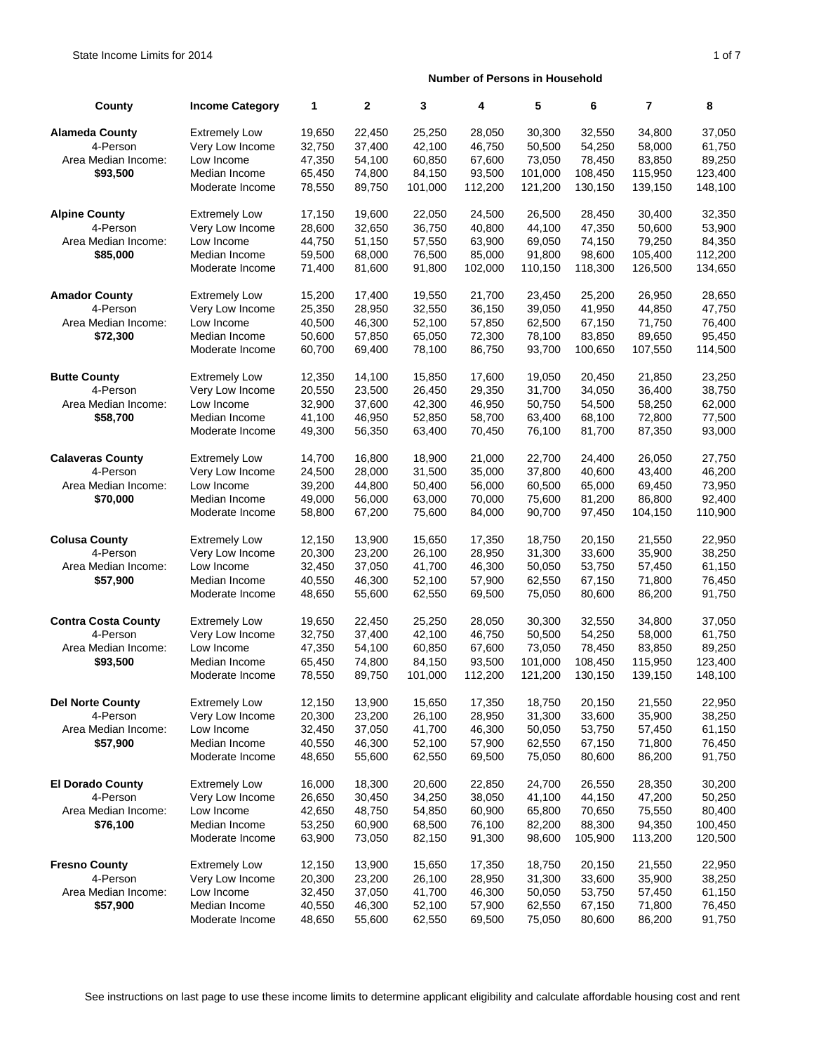State Income Limits for 2014

| County | Income Category | Number of Persons in Household 1 | 2 | 3 | 4 | 5 | 6 | 7 | 8 |
|---|---|---|---|---|---|---|---|---|---|
| **Alameda County** | Extremely Low | 19,650 | 22,450 | 25,250 | 28,050 | 30,300 | 32,550 | 34,800 | 37,050 |
| 4-Person | Very Low Income | 32,750 | 37,400 | 42,100 | 46,750 | 50,500 | 54,250 | 58,000 | 61,750 |
| Area Median Income: | Low Income | 47,350 | 54,100 | 60,850 | 67,600 | 73,050 | 78,450 | 83,850 | 89,250 |
| **$93,500** | Median Income | 65,450 | 74,800 | 84,150 | 93,500 | 101,000 | 108,450 | 115,950 | 123,400 |
| | Moderate Income | 78,550 | 89,750 | 101,000 | 112,200 | 121,200 | 130,150 | 139,150 | 148,100 |
| **Alpine County** | Extremely Low | 17,150 | 19,600 | 22,050 | 24,500 | 26,500 | 28,450 | 30,400 | 32,350 |
| 4-Person | Very Low Income | 28,600 | 32,650 | 36,750 | 40,800 | 44,100 | 47,350 | 50,600 | 53,900 |
| Area Median Income: | Low Income | 44,750 | 51,150 | 57,550 | 63,900 | 69,050 | 74,150 | 79,250 | 84,350 |
| **$85,000** | Median Income | 59,500 | 68,000 | 76,500 | 85,000 | 91,800 | 98,600 | 105,400 | 112,200 |
| | Moderate Income | 71,400 | 81,600 | 91,800 | 102,000 | 110,150 | 118,300 | 126,500 | 134,650 |
| **Amador County** | Extremely Low | 15,200 | 17,400 | 19,550 | 21,700 | 23,450 | 25,200 | 26,950 | 28,650 |
| 4-Person | Very Low Income | 25,350 | 28,950 | 32,550 | 36,150 | 39,050 | 41,950 | 44,850 | 47,750 |
| Area Median Income: | Low Income | 40,500 | 46,300 | 52,100 | 57,850 | 62,500 | 67,150 | 71,750 | 76,400 |
| **$72,300** | Median Income | 50,600 | 57,850 | 65,050 | 72,300 | 78,100 | 83,850 | 89,650 | 95,450 |
| | Moderate Income | 60,700 | 69,400 | 78,100 | 86,750 | 93,700 | 100,650 | 107,550 | 114,500 |
| **Butte County** | Extremely Low | 12,350 | 14,100 | 15,850 | 17,600 | 19,050 | 20,450 | 21,850 | 23,250 |
| 4-Person | Very Low Income | 20,550 | 23,500 | 26,450 | 29,350 | 31,700 | 34,050 | 36,400 | 38,750 |
| Area Median Income: | Low Income | 32,900 | 37,600 | 42,300 | 46,950 | 50,750 | 54,500 | 58,250 | 62,000 |
| **$58,700** | Median Income | 41,100 | 46,950 | 52,850 | 58,700 | 63,400 | 68,100 | 72,800 | 77,500 |
| | Moderate Income | 49,300 | 56,350 | 63,400 | 70,450 | 76,100 | 81,700 | 87,350 | 93,000 |
| **Calaveras County** | Extremely Low | 14,700 | 16,800 | 18,900 | 21,000 | 22,700 | 24,400 | 26,050 | 27,750 |
| 4-Person | Very Low Income | 24,500 | 28,000 | 31,500 | 35,000 | 37,800 | 40,600 | 43,400 | 46,200 |
| Area Median Income: | Low Income | 39,200 | 44,800 | 50,400 | 56,000 | 60,500 | 65,000 | 69,450 | 73,950 |
| **$70,000** | Median Income | 49,000 | 56,000 | 63,000 | 70,000 | 75,600 | 81,200 | 86,800 | 92,400 |
| | Moderate Income | 58,800 | 67,200 | 75,600 | 84,000 | 90,700 | 97,450 | 104,150 | 110,900 |
| **Colusa County** | Extremely Low | 12,150 | 13,900 | 15,650 | 17,350 | 18,750 | 20,150 | 21,550 | 22,950 |
| 4-Person | Very Low Income | 20,300 | 23,200 | 26,100 | 28,950 | 31,300 | 33,600 | 35,900 | 38,250 |
| Area Median Income: | Low Income | 32,450 | 37,050 | 41,700 | 46,300 | 50,050 | 53,750 | 57,450 | 61,150 |
| **$57,900** | Median Income | 40,550 | 46,300 | 52,100 | 57,900 | 62,550 | 67,150 | 71,800 | 76,450 |
| | Moderate Income | 48,650 | 55,600 | 62,550 | 69,500 | 75,050 | 80,600 | 86,200 | 91,750 |
| **Contra Costa County** | Extremely Low | 19,650 | 22,450 | 25,250 | 28,050 | 30,300 | 32,550 | 34,800 | 37,050 |
| 4-Person | Very Low Income | 32,750 | 37,400 | 42,100 | 46,750 | 50,500 | 54,250 | 58,000 | 61,750 |
| Area Median Income: | Low Income | 47,350 | 54,100 | 60,850 | 67,600 | 73,050 | 78,450 | 83,850 | 89,250 |
| **$93,500** | Median Income | 65,450 | 74,800 | 84,150 | 93,500 | 101,000 | 108,450 | 115,950 | 123,400 |
| | Moderate Income | 78,550 | 89,750 | 101,000 | 112,200 | 121,200 | 130,150 | 139,150 | 148,100 |
| **Del Norte County** | Extremely Low | 12,150 | 13,900 | 15,650 | 17,350 | 18,750 | 20,150 | 21,550 | 22,950 |
| 4-Person | Very Low Income | 20,300 | 23,200 | 26,100 | 28,950 | 31,300 | 33,600 | 35,900 | 38,250 |
| Area Median Income: | Low Income | 32,450 | 37,050 | 41,700 | 46,300 | 50,050 | 53,750 | 57,450 | 61,150 |
| **$57,900** | Median Income | 40,550 | 46,300 | 52,100 | 57,900 | 62,550 | 67,150 | 71,800 | 76,450 |
| | Moderate Income | 48,650 | 55,600 | 62,550 | 69,500 | 75,050 | 80,600 | 86,200 | 91,750 |
| **El Dorado County** | Extremely Low | 16,000 | 18,300 | 20,600 | 22,850 | 24,700 | 26,550 | 28,350 | 30,200 |
| 4-Person | Very Low Income | 26,650 | 30,450 | 34,250 | 38,050 | 41,100 | 44,150 | 47,200 | 50,250 |
| Area Median Income: | Low Income | 42,650 | 48,750 | 54,850 | 60,900 | 65,800 | 70,650 | 75,550 | 80,400 |
| **$76,100** | Median Income | 53,250 | 60,900 | 68,500 | 76,100 | 82,200 | 88,300 | 94,350 | 100,450 |
| | Moderate Income | 63,900 | 73,050 | 82,150 | 91,300 | 98,600 | 105,900 | 113,200 | 120,500 |
| **Fresno County** | Extremely Low | 12,150 | 13,900 | 15,650 | 17,350 | 18,750 | 20,150 | 21,550 | 22,950 |
| 4-Person | Very Low Income | 20,300 | 23,200 | 26,100 | 28,950 | 31,300 | 33,600 | 35,900 | 38,250 |
| Area Median Income: | Low Income | 32,450 | 37,050 | 41,700 | 46,300 | 50,050 | 53,750 | 57,450 | 61,150 |
| **$57,900** | Median Income | 40,550 | 46,300 | 52,100 | 57,900 | 62,550 | 67,150 | 71,800 | 76,450 |
| | Moderate Income | 48,650 | 55,600 | 62,550 | 69,500 | 75,050 | 80,600 | 86,200 | 91,750 |

See instructions on last page to use these income limits to determine applicant eligibility and calculate affordable housing cost and rent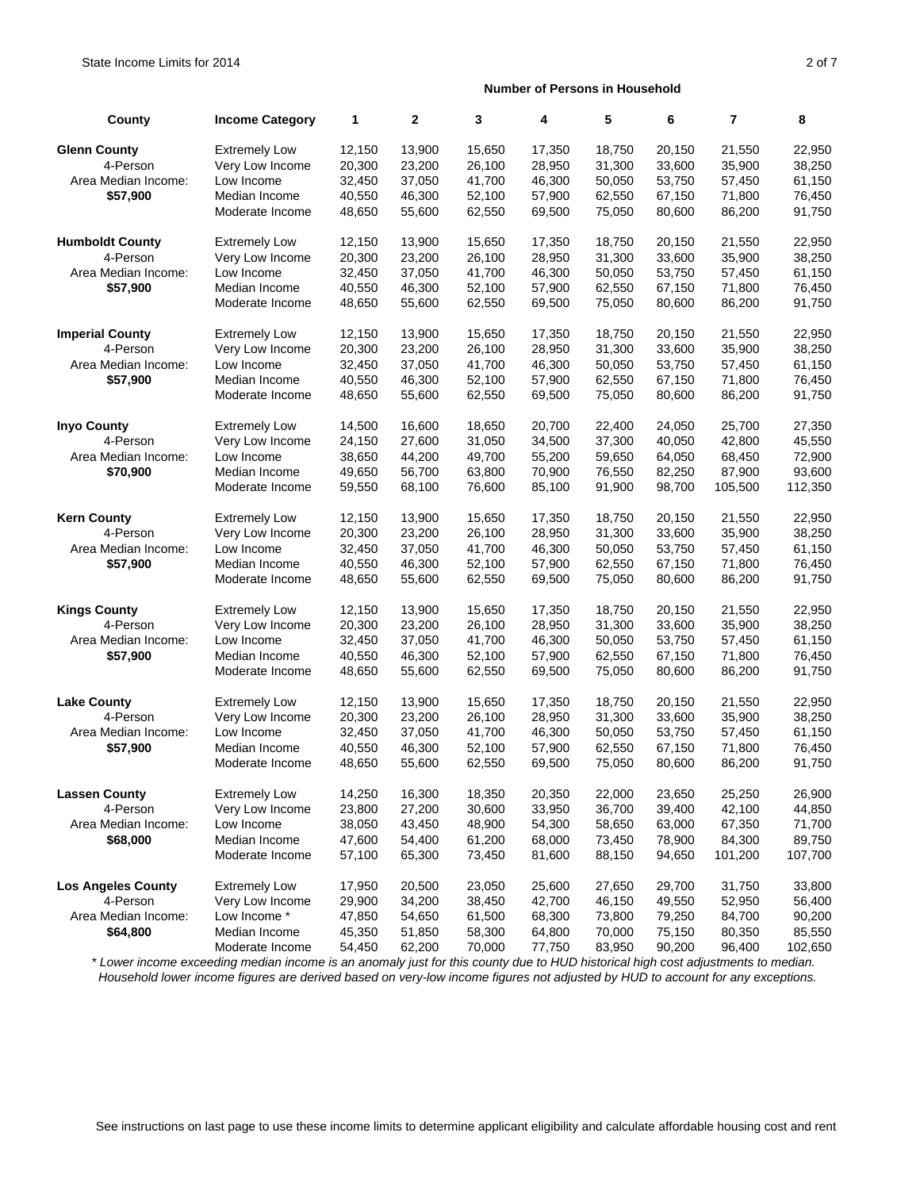| County | Income Category | 1 | 2 | 3 | 4 | 5 | 6 | 7 | 8 |
|---|---|---|---|---|---|---|---|---|---|
| | | Number of Persons in Household | | | | | | | |
| **Glenn County** | Extremely Low | 12,150 | 13,900 | 15,650 | 17,350 | 18,750 | 20,150 | 21,550 | 22,950 |
| 4-Person | Very Low Income | 20,300 | 23,200 | 26,100 | 28,950 | 31,300 | 33,600 | 35,900 | 38,250 |
| Area Median Income: | Low Income | 32,450 | 37,050 | 41,700 | 46,300 | 50,050 | 53,750 | 57,450 | 61,150 |
| **$57,900** | Median Income | 40,550 | 46,300 | 52,100 | 57,900 | 62,550 | 67,150 | 71,800 | 76,450 |
| | Moderate Income | 48,650 | 55,600 | 62,550 | 69,500 | 75,050 | 80,600 | 86,200 | 91,750 |
| **Humboldt County** | Extremely Low | 12,150 | 13,900 | 15,650 | 17,350 | 18,750 | 20,150 | 21,550 | 22,950 |
| 4-Person | Very Low Income | 20,300 | 23,200 | 26,100 | 28,950 | 31,300 | 33,600 | 35,900 | 38,250 |
| Area Median Income: | Low Income | 32,450 | 37,050 | 41,700 | 46,300 | 50,050 | 53,750 | 57,450 | 61,150 |
| **$57,900** | Median Income | 40,550 | 46,300 | 52,100 | 57,900 | 62,550 | 67,150 | 71,800 | 76,450 |
| | Moderate Income | 48,650 | 55,600 | 62,550 | 69,500 | 75,050 | 80,600 | 86,200 | 91,750 |
| **Imperial County** | Extremely Low | 12,150 | 13,900 | 15,650 | 17,350 | 18,750 | 20,150 | 21,550 | 22,950 |
| 4-Person | Very Low Income | 20,300 | 23,200 | 26,100 | 28,950 | 31,300 | 33,600 | 35,900 | 38,250 |
| Area Median Income: | Low Income | 32,450 | 37,050 | 41,700 | 46,300 | 50,050 | 53,750 | 57,450 | 61,150 |
| **$57,900** | Median Income | 40,550 | 46,300 | 52,100 | 57,900 | 62,550 | 67,150 | 71,800 | 76,450 |
| | Moderate Income | 48,650 | 55,600 | 62,550 | 69,500 | 75,050 | 80,600 | 86,200 | 91,750 |
| **Inyo County** | Extremely Low | 14,500 | 16,600 | 18,650 | 20,700 | 22,400 | 24,050 | 25,700 | 27,350 |
| 4-Person | Very Low Income | 24,150 | 27,600 | 31,050 | 34,500 | 37,300 | 40,050 | 42,800 | 45,550 |
| Area Median Income: | Low Income | 38,650 | 44,200 | 49,700 | 55,200 | 59,650 | 64,050 | 68,450 | 72,900 |
| **$70,900** | Median Income | 49,650 | 56,700 | 63,800 | 70,900 | 76,550 | 82,250 | 87,900 | 93,600 |
| | Moderate Income | 59,550 | 68,100 | 76,600 | 85,100 | 91,900 | 98,700 | 105,500 | 112,350 |
| **Kern County** | Extremely Low | 12,150 | 13,900 | 15,650 | 17,350 | 18,750 | 20,150 | 21,550 | 22,950 |
| 4-Person | Very Low Income | 20,300 | 23,200 | 26,100 | 28,950 | 31,300 | 33,600 | 35,900 | 38,250 |
| Area Median Income: | Low Income | 32,450 | 37,050 | 41,700 | 46,300 | 50,050 | 53,750 | 57,450 | 61,150 |
| **$57,900** | Median Income | 40,550 | 46,300 | 52,100 | 57,900 | 62,550 | 67,150 | 71,800 | 76,450 |
| | Moderate Income | 48,650 | 55,600 | 62,550 | 69,500 | 75,050 | 80,600 | 86,200 | 91,750 |
| **Kings County** | Extremely Low | 12,150 | 13,900 | 15,650 | 17,350 | 18,750 | 20,150 | 21,550 | 22,950 |
| 4-Person | Very Low Income | 20,300 | 23,200 | 26,100 | 28,950 | 31,300 | 33,600 | 35,900 | 38,250 |
| Area Median Income: | Low Income | 32,450 | 37,050 | 41,700 | 46,300 | 50,050 | 53,750 | 57,450 | 61,150 |
| **$57,900** | Median Income | 40,550 | 46,300 | 52,100 | 57,900 | 62,550 | 67,150 | 71,800 | 76,450 |
| | Moderate Income | 48,650 | 55,600 | 62,550 | 69,500 | 75,050 | 80,600 | 86,200 | 91,750 |
| **Lake County** | Extremely Low | 12,150 | 13,900 | 15,650 | 17,350 | 18,750 | 20,150 | 21,550 | 22,950 |
| 4-Person | Very Low Income | 20,300 | 23,200 | 26,100 | 28,950 | 31,300 | 33,600 | 35,900 | 38,250 |
| Area Median Income: | Low Income | 32,450 | 37,050 | 41,700 | 46,300 | 50,050 | 53,750 | 57,450 | 61,150 |
| **$57,900** | Median Income | 40,550 | 46,300 | 52,100 | 57,900 | 62,550 | 67,150 | 71,800 | 76,450 |
| | Moderate Income | 48,650 | 55,600 | 62,550 | 69,500 | 75,050 | 80,600 | 86,200 | 91,750 |
| **Lassen County** | Extremely Low | 14,250 | 16,300 | 18,350 | 20,350 | 22,000 | 23,650 | 25,250 | 26,900 |
| 4-Person | Very Low Income | 23,800 | 27,200 | 30,600 | 33,950 | 36,700 | 39,400 | 42,100 | 44,850 |
| Area Median Income: | Low Income | 38,050 | 43,450 | 48,900 | 54,300 | 58,650 | 63,000 | 67,350 | 71,700 |
| **$68,000** | Median Income | 47,600 | 54,400 | 61,200 | 68,000 | 73,450 | 78,900 | 84,300 | 89,750 |
| | Moderate Income | 57,100 | 65,300 | 73,450 | 81,600 | 88,150 | 94,650 | 101,200 | 107,700 |
| **Los Angeles County** | Extremely Low | 17,950 | 20,500 | 23,050 | 25,600 | 27,650 | 29,700 | 31,750 | 33,800 |
| 4-Person | Very Low Income | 29,900 | 34,200 | 38,450 | 42,700 | 46,150 | 49,550 | 52,950 | 56,400 |
| Area Median Income: | Low Income * | 47,850 | 54,650 | 61,500 | 68,300 | 73,800 | 79,250 | 84,700 | 90,200 |
| **$64,800** | Median Income | 45,350 | 51,850 | 58,300 | 64,800 | 70,000 | 75,150 | 80,350 | 85,550 |
| | Moderate Income | 54,450 | 62,200 | 70,000 | 77,750 | 83,950 | 90,200 | 96,400 | 102,650 |

*\* Lower income exceeding median income is an anomaly just for this county due to HUD historical high cost adjustments to median. Household lower income figures are derived based on very-low income figures not adjusted by HUD to account for any exceptions.*

See instructions on last page to use these income limits to determine applicant eligibility and calculate affordable housing cost and rent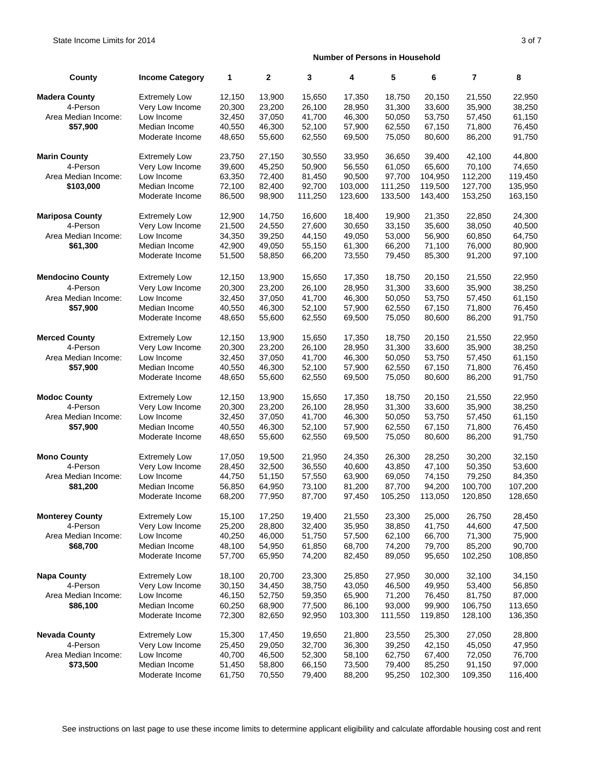| County | Income Category | 1 | 2 | 3 | 4 | 5 | 6 | 7 | 8 |
|---|---|---|---|---|---|---|---|---|---|
| | | Number of Persons in Household | | | | | | | |
| **Madera County** | Extremely Low | 12,150 | 13,900 | 15,650 | 17,350 | 18,750 | 20,150 | 21,550 | 22,950 |
| 4-Person | Very Low Income | 20,300 | 23,200 | 26,100 | 28,950 | 31,300 | 33,600 | 35,900 | 38,250 |
| Area Median Income: | Low Income | 32,450 | 37,050 | 41,700 | 46,300 | 50,050 | 53,750 | 57,450 | 61,150 |
| **$57,900** | Median Income | 40,550 | 46,300 | 52,100 | 57,900 | 62,550 | 67,150 | 71,800 | 76,450 |
| | Moderate Income | 48,650 | 55,600 | 62,550 | 69,500 | 75,050 | 80,600 | 86,200 | 91,750 |
| **Marin County** | Extremely Low | 23,750 | 27,150 | 30,550 | 33,950 | 36,650 | 39,400 | 42,100 | 44,800 |
| 4-Person | Very Low Income | 39,600 | 45,250 | 50,900 | 56,550 | 61,050 | 65,600 | 70,100 | 74,650 |
| Area Median Income: | Low Income | 63,350 | 72,400 | 81,450 | 90,500 | 97,700 | 104,950 | 112,200 | 119,450 |
| **$103,000** | Median Income | 72,100 | 82,400 | 92,700 | 103,000 | 111,250 | 119,500 | 127,700 | 135,950 |
| | Moderate Income | 86,500 | 98,900 | 111,250 | 123,600 | 133,500 | 143,400 | 153,250 | 163,150 |
| **Mariposa County** | Extremely Low | 12,900 | 14,750 | 16,600 | 18,400 | 19,900 | 21,350 | 22,850 | 24,300 |
| 4-Person | Very Low Income | 21,500 | 24,550 | 27,600 | 30,650 | 33,150 | 35,600 | 38,050 | 40,500 |
| Area Median Income: | Low Income | 34,350 | 39,250 | 44,150 | 49,050 | 53,000 | 56,900 | 60,850 | 64,750 |
| **$61,300** | Median Income | 42,900 | 49,050 | 55,150 | 61,300 | 66,200 | 71,100 | 76,000 | 80,900 |
| | Moderate Income | 51,500 | 58,850 | 66,200 | 73,550 | 79,450 | 85,300 | 91,200 | 97,100 |
| **Mendocino County** | Extremely Low | 12,150 | 13,900 | 15,650 | 17,350 | 18,750 | 20,150 | 21,550 | 22,950 |
| 4-Person | Very Low Income | 20,300 | 23,200 | 26,100 | 28,950 | 31,300 | 33,600 | 35,900 | 38,250 |
| Area Median Income: | Low Income | 32,450 | 37,050 | 41,700 | 46,300 | 50,050 | 53,750 | 57,450 | 61,150 |
| **$57,900** | Median Income | 40,550 | 46,300 | 52,100 | 57,900 | 62,550 | 67,150 | 71,800 | 76,450 |
| | Moderate Income | 48,650 | 55,600 | 62,550 | 69,500 | 75,050 | 80,600 | 86,200 | 91,750 |
| **Merced County** | Extremely Low | 12,150 | 13,900 | 15,650 | 17,350 | 18,750 | 20,150 | 21,550 | 22,950 |
| 4-Person | Very Low Income | 20,300 | 23,200 | 26,100 | 28,950 | 31,300 | 33,600 | 35,900 | 38,250 |
| Area Median Income: | Low Income | 32,450 | 37,050 | 41,700 | 46,300 | 50,050 | 53,750 | 57,450 | 61,150 |
| **$57,900** | Median Income | 40,550 | 46,300 | 52,100 | 57,900 | 62,550 | 67,150 | 71,800 | 76,450 |
| | Moderate Income | 48,650 | 55,600 | 62,550 | 69,500 | 75,050 | 80,600 | 86,200 | 91,750 |
| **Modoc County** | Extremely Low | 12,150 | 13,900 | 15,650 | 17,350 | 18,750 | 20,150 | 21,550 | 22,950 |
| 4-Person | Very Low Income | 20,300 | 23,200 | 26,100 | 28,950 | 31,300 | 33,600 | 35,900 | 38,250 |
| Area Median Income: | Low Income | 32,450 | 37,050 | 41,700 | 46,300 | 50,050 | 53,750 | 57,450 | 61,150 |
| **$57,900** | Median Income | 40,550 | 46,300 | 52,100 | 57,900 | 62,550 | 67,150 | 71,800 | 76,450 |
| | Moderate Income | 48,650 | 55,600 | 62,550 | 69,500 | 75,050 | 80,600 | 86,200 | 91,750 |
| **Mono County** | Extremely Low | 17,050 | 19,500 | 21,950 | 24,350 | 26,300 | 28,250 | 30,200 | 32,150 |
| 4-Person | Very Low Income | 28,450 | 32,500 | 36,550 | 40,600 | 43,850 | 47,100 | 50,350 | 53,600 |
| Area Median Income: | Low Income | 44,750 | 51,150 | 57,550 | 63,900 | 69,050 | 74,150 | 79,250 | 84,350 |
| **$81,200** | Median Income | 56,850 | 64,950 | 73,100 | 81,200 | 87,700 | 94,200 | 100,700 | 107,200 |
| | Moderate Income | 68,200 | 77,950 | 87,700 | 97,450 | 105,250 | 113,050 | 120,850 | 128,650 |
| **Monterey County** | Extremely Low | 15,100 | 17,250 | 19,400 | 21,550 | 23,300 | 25,000 | 26,750 | 28,450 |
| 4-Person | Very Low Income | 25,200 | 28,800 | 32,400 | 35,950 | 38,850 | 41,750 | 44,600 | 47,500 |
| Area Median Income: | Low Income | 40,250 | 46,000 | 51,750 | 57,500 | 62,100 | 66,700 | 71,300 | 75,900 |
| **$68,700** | Median Income | 48,100 | 54,950 | 61,850 | 68,700 | 74,200 | 79,700 | 85,200 | 90,700 |
| | Moderate Income | 57,700 | 65,950 | 74,200 | 82,450 | 89,050 | 95,650 | 102,250 | 108,850 |
| **Napa County** | Extremely Low | 18,100 | 20,700 | 23,300 | 25,850 | 27,950 | 30,000 | 32,100 | 34,150 |
| 4-Person | Very Low Income | 30,150 | 34,450 | 38,750 | 43,050 | 46,500 | 49,950 | 53,400 | 56,850 |
| Area Median Income: | Low Income | 46,150 | 52,750 | 59,350 | 65,900 | 71,200 | 76,450 | 81,750 | 87,000 |
| **$86,100** | Median Income | 60,250 | 68,900 | 77,500 | 86,100 | 93,000 | 99,900 | 106,750 | 113,650 |
| | Moderate Income | 72,300 | 82,650 | 92,950 | 103,300 | 111,550 | 119,850 | 128,100 | 136,350 |
| **Nevada County** | Extremely Low | 15,300 | 17,450 | 19,650 | 21,800 | 23,550 | 25,300 | 27,050 | 28,800 |
| 4-Person | Very Low Income | 25,450 | 29,050 | 32,700 | 36,300 | 39,250 | 42,150 | 45,050 | 47,950 |
| Area Median Income: | Low Income | 40,700 | 46,500 | 52,300 | 58,100 | 62,750 | 67,400 | 72,050 | 76,700 |
| **$73,500** | Median Income | 51,450 | 58,800 | 66,150 | 73,500 | 79,400 | 85,250 | 91,150 | 97,000 |
| | Moderate Income | 61,750 | 70,550 | 79,400 | 88,200 | 95,250 | 102,300 | 109,350 | 116,400 |

See instructions on last page to use these income limits to determine applicant eligibility and calculate affordable housing cost and rent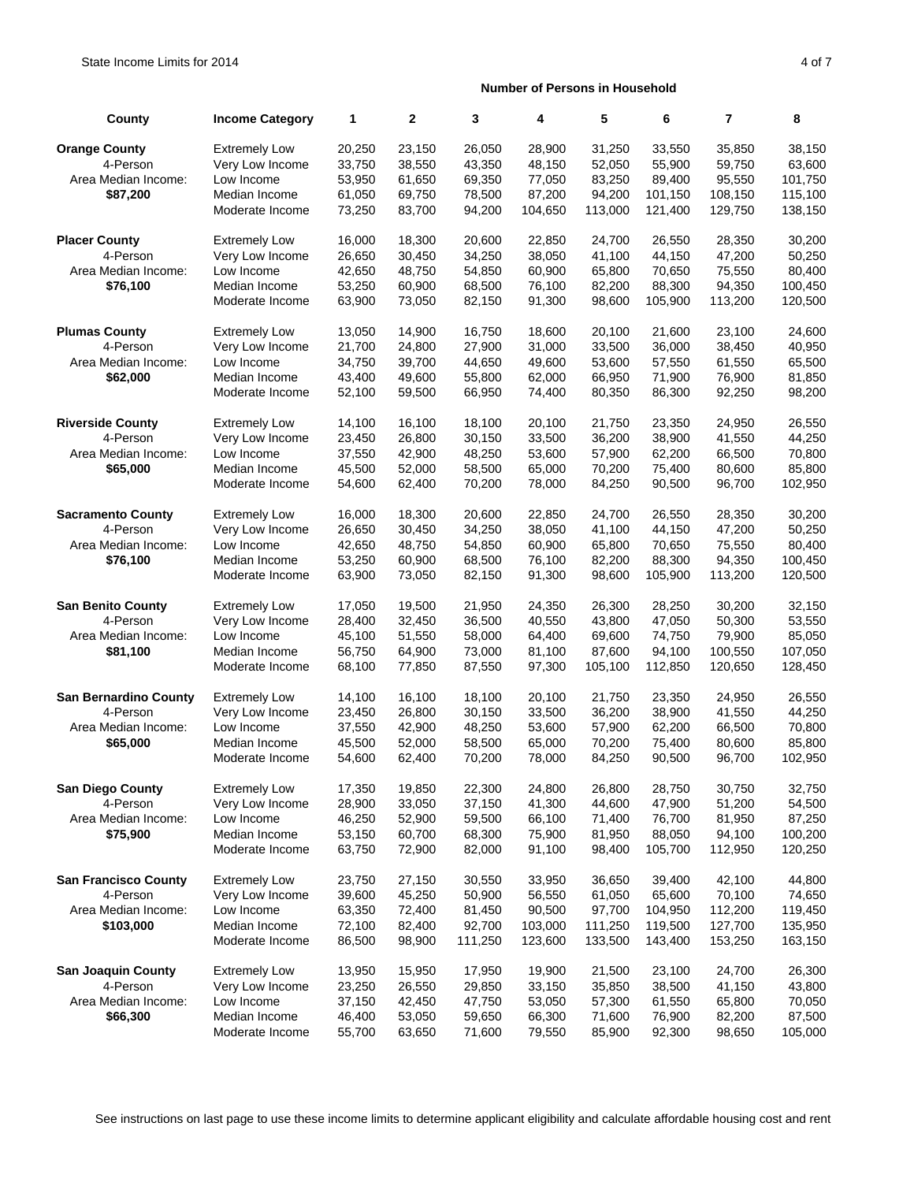State Income Limits for 2014

| County | Income Category | Number of Persons in Household | | | | | | | |
|---|---|---|---|---|---|---|---|---|---|
| | | 1 | 2 | 3 | 4 | 5 | 6 | 7 | 8 |
| **Orange County** | Extremely Low | 20,250 | 23,150 | 26,050 | 28,900 | 31,250 | 33,550 | 35,850 | 38,150 |
| 4-Person | Very Low Income | 33,750 | 38,550 | 43,350 | 48,150 | 52,050 | 55,900 | 59,750 | 63,600 |
| Area Median Income: | Low Income | 53,950 | 61,650 | 69,350 | 77,050 | 83,250 | 89,400 | 95,550 | 101,750 |
| **$87,200** | Median Income | 61,050 | 69,750 | 78,500 | 87,200 | 94,200 | 101,150 | 108,150 | 115,100 |
| | Moderate Income | 73,250 | 83,700 | 94,200 | 104,650 | 113,000 | 121,400 | 129,750 | 138,150 |
| **Placer County** | Extremely Low | 16,000 | 18,300 | 20,600 | 22,850 | 24,700 | 26,550 | 28,350 | 30,200 |
| 4-Person | Very Low Income | 26,650 | 30,450 | 34,250 | 38,050 | 41,100 | 44,150 | 47,200 | 50,250 |
| Area Median Income: | Low Income | 42,650 | 48,750 | 54,850 | 60,900 | 65,800 | 70,650 | 75,550 | 80,400 |
| **$76,100** | Median Income | 53,250 | 60,900 | 68,500 | 76,100 | 82,200 | 88,300 | 94,350 | 100,450 |
| | Moderate Income | 63,900 | 73,050 | 82,150 | 91,300 | 98,600 | 105,900 | 113,200 | 120,500 |
| **Plumas County** | Extremely Low | 13,050 | 14,900 | 16,750 | 18,600 | 20,100 | 21,600 | 23,100 | 24,600 |
| 4-Person | Very Low Income | 21,700 | 24,800 | 27,900 | 31,000 | 33,500 | 36,000 | 38,450 | 40,950 |
| Area Median Income: | Low Income | 34,750 | 39,700 | 44,650 | 49,600 | 53,600 | 57,550 | 61,550 | 65,500 |
| **$62,000** | Median Income | 43,400 | 49,600 | 55,800 | 62,000 | 66,950 | 71,900 | 76,900 | 81,850 |
| | Moderate Income | 52,100 | 59,500 | 66,950 | 74,400 | 80,350 | 86,300 | 92,250 | 98,200 |
| **Riverside County** | Extremely Low | 14,100 | 16,100 | 18,100 | 20,100 | 21,750 | 23,350 | 24,950 | 26,550 |
| 4-Person | Very Low Income | 23,450 | 26,800 | 30,150 | 33,500 | 36,200 | 38,900 | 41,550 | 44,250 |
| Area Median Income: | Low Income | 37,550 | 42,900 | 48,250 | 53,600 | 57,900 | 62,200 | 66,500 | 70,800 |
| **$65,000** | Median Income | 45,500 | 52,000 | 58,500 | 65,000 | 70,200 | 75,400 | 80,600 | 85,800 |
| | Moderate Income | 54,600 | 62,400 | 70,200 | 78,000 | 84,250 | 90,500 | 96,700 | 102,950 |
| **Sacramento County** | Extremely Low | 16,000 | 18,300 | 20,600 | 22,850 | 24,700 | 26,550 | 28,350 | 30,200 |
| 4-Person | Very Low Income | 26,650 | 30,450 | 34,250 | 38,050 | 41,100 | 44,150 | 47,200 | 50,250 |
| Area Median Income: | Low Income | 42,650 | 48,750 | 54,850 | 60,900 | 65,800 | 70,650 | 75,550 | 80,400 |
| **$76,100** | Median Income | 53,250 | 60,900 | 68,500 | 76,100 | 82,200 | 88,300 | 94,350 | 100,450 |
| | Moderate Income | 63,900 | 73,050 | 82,150 | 91,300 | 98,600 | 105,900 | 113,200 | 120,500 |
| **San Benito County** | Extremely Low | 17,050 | 19,500 | 21,950 | 24,350 | 26,300 | 28,250 | 30,200 | 32,150 |
| 4-Person | Very Low Income | 28,400 | 32,450 | 36,500 | 40,550 | 43,800 | 47,050 | 50,300 | 53,550 |
| Area Median Income: | Low Income | 45,100 | 51,550 | 58,000 | 64,400 | 69,600 | 74,750 | 79,900 | 85,050 |
| **$81,100** | Median Income | 56,750 | 64,900 | 73,000 | 81,100 | 87,600 | 94,100 | 100,550 | 107,050 |
| | Moderate Income | 68,100 | 77,850 | 87,550 | 97,300 | 105,100 | 112,850 | 120,650 | 128,450 |
| **San Bernardino County** | Extremely Low | 14,100 | 16,100 | 18,100 | 20,100 | 21,750 | 23,350 | 24,950 | 26,550 |
| 4-Person | Very Low Income | 23,450 | 26,800 | 30,150 | 33,500 | 36,200 | 38,900 | 41,550 | 44,250 |
| Area Median Income: | Low Income | 37,550 | 42,900 | 48,250 | 53,600 | 57,900 | 62,200 | 66,500 | 70,800 |
| **$65,000** | Median Income | 45,500 | 52,000 | 58,500 | 65,000 | 70,200 | 75,400 | 80,600 | 85,800 |
| | Moderate Income | 54,600 | 62,400 | 70,200 | 78,000 | 84,250 | 90,500 | 96,700 | 102,950 |
| **San Diego County** | Extremely Low | 17,350 | 19,850 | 22,300 | 24,800 | 26,800 | 28,750 | 30,750 | 32,750 |
| 4-Person | Very Low Income | 28,900 | 33,050 | 37,150 | 41,300 | 44,600 | 47,900 | 51,200 | 54,500 |
| Area Median Income: | Low Income | 46,250 | 52,900 | 59,500 | 66,100 | 71,400 | 76,700 | 81,950 | 87,250 |
| **$75,900** | Median Income | 53,150 | 60,700 | 68,300 | 75,900 | 81,950 | 88,050 | 94,100 | 100,200 |
| | Moderate Income | 63,750 | 72,900 | 82,000 | 91,100 | 98,400 | 105,700 | 112,950 | 120,250 |
| **San Francisco County** | Extremely Low | 23,750 | 27,150 | 30,550 | 33,950 | 36,650 | 39,400 | 42,100 | 44,800 |
| 4-Person | Very Low Income | 39,600 | 45,250 | 50,900 | 56,550 | 61,050 | 65,600 | 70,100 | 74,650 |
| Area Median Income: | Low Income | 63,350 | 72,400 | 81,450 | 90,500 | 97,700 | 104,950 | 112,200 | 119,450 |
| **$103,000** | Median Income | 72,100 | 82,400 | 92,700 | 103,000 | 111,250 | 119,500 | 127,700 | 135,950 |
| | Moderate Income | 86,500 | 98,900 | 111,250 | 123,600 | 133,500 | 143,400 | 153,250 | 163,150 |
| **San Joaquin County** | Extremely Low | 13,950 | 15,950 | 17,950 | 19,900 | 21,500 | 23,100 | 24,700 | 26,300 |
| 4-Person | Very Low Income | 23,250 | 26,550 | 29,850 | 33,150 | 35,850 | 38,500 | 41,150 | 43,800 |
| Area Median Income: | Low Income | 37,150 | 42,450 | 47,750 | 53,050 | 57,300 | 61,550 | 65,800 | 70,050 |
| **$66,300** | Median Income | 46,400 | 53,050 | 59,650 | 66,300 | 71,600 | 76,900 | 82,200 | 87,500 |
| | Moderate Income | 55,700 | 63,650 | 71,600 | 79,550 | 85,900 | 92,300 | 98,650 | 105,000 |

See instructions on last page to use these income limits to determine applicant eligibility and calculate affordable housing cost and rent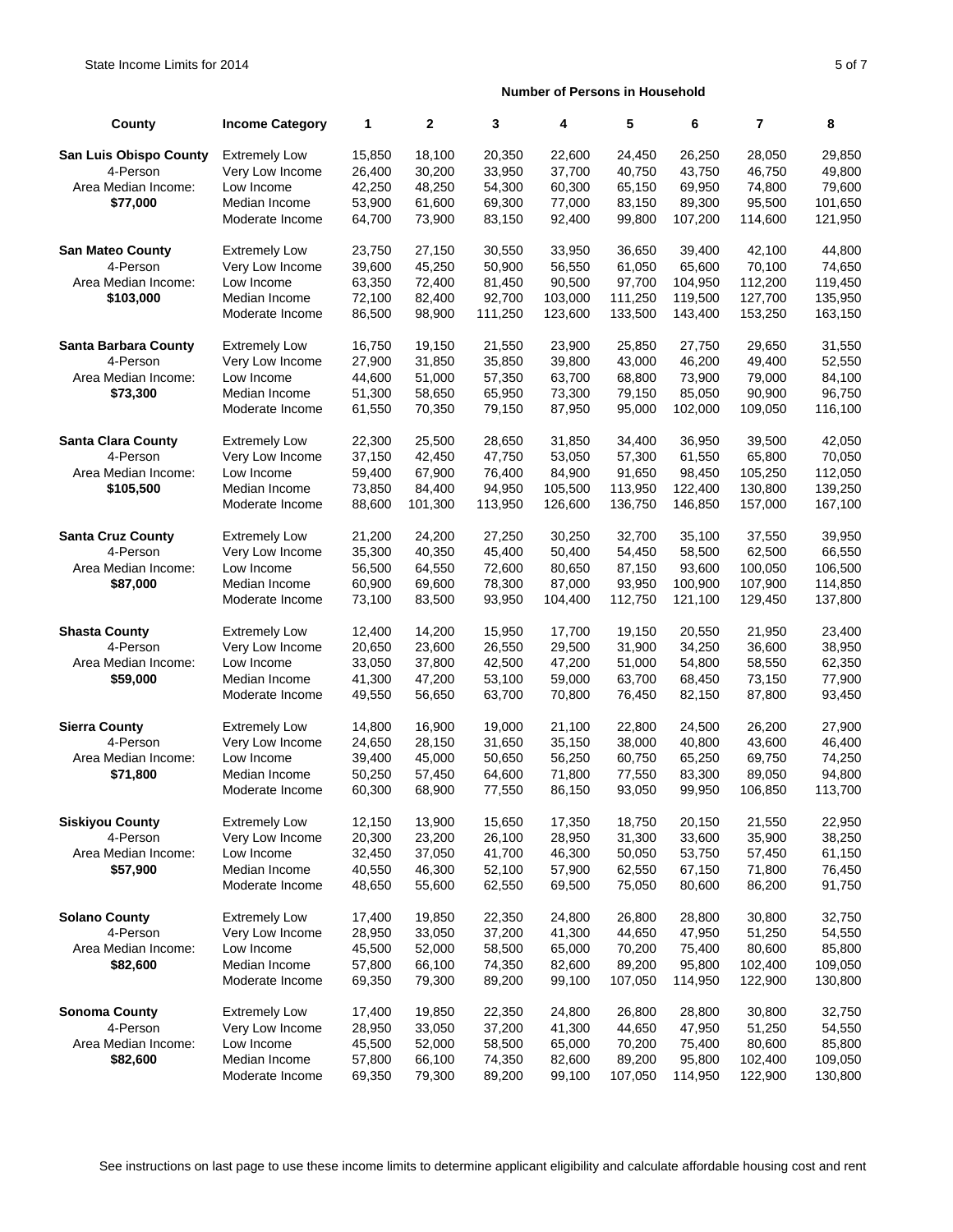| County | Income Category | Number of Persons in Household | | | | | | | |
|---|---|---|---|---|---|---|---|---|---|
| | | 1 | 2 | 3 | 4 | 5 | 6 | 7 | 8 |
| **San Luis Obispo County** | Extremely Low | 15,850 | 18,100 | 20,350 | 22,600 | 24,450 | 26,250 | 28,050 | 29,850 |
| 4-Person | Very Low Income | 26,400 | 30,200 | 33,950 | 37,700 | 40,750 | 43,750 | 46,750 | 49,800 |
| Area Median Income: | Low Income | 42,250 | 48,250 | 54,300 | 60,300 | 65,150 | 69,950 | 74,800 | 79,600 |
| **$77,000** | Median Income | 53,900 | 61,600 | 69,300 | 77,000 | 83,150 | 89,300 | 95,500 | 101,650 |
| | Moderate Income | 64,700 | 73,900 | 83,150 | 92,400 | 99,800 | 107,200 | 114,600 | 121,950 |
| **San Mateo County** | Extremely Low | 23,750 | 27,150 | 30,550 | 33,950 | 36,650 | 39,400 | 42,100 | 44,800 |
| 4-Person | Very Low Income | 39,600 | 45,250 | 50,900 | 56,550 | 61,050 | 65,600 | 70,100 | 74,650 |
| Area Median Income: | Low Income | 63,350 | 72,400 | 81,450 | 90,500 | 97,700 | 104,950 | 112,200 | 119,450 |
| **$103,000** | Median Income | 72,100 | 82,400 | 92,700 | 103,000 | 111,250 | 119,500 | 127,700 | 135,950 |
| | Moderate Income | 86,500 | 98,900 | 111,250 | 123,600 | 133,500 | 143,400 | 153,250 | 163,150 |
| **Santa Barbara County** | Extremely Low | 16,750 | 19,150 | 21,550 | 23,900 | 25,850 | 27,750 | 29,650 | 31,550 |
| 4-Person | Very Low Income | 27,900 | 31,850 | 35,850 | 39,800 | 43,000 | 46,200 | 49,400 | 52,550 |
| Area Median Income: | Low Income | 44,600 | 51,000 | 57,350 | 63,700 | 68,800 | 73,900 | 79,000 | 84,100 |
| **$73,300** | Median Income | 51,300 | 58,650 | 65,950 | 73,300 | 79,150 | 85,050 | 90,900 | 96,750 |
| | Moderate Income | 61,550 | 70,350 | 79,150 | 87,950 | 95,000 | 102,000 | 109,050 | 116,100 |
| **Santa Clara County** | Extremely Low | 22,300 | 25,500 | 28,650 | 31,850 | 34,400 | 36,950 | 39,500 | 42,050 |
| 4-Person | Very Low Income | 37,150 | 42,450 | 47,750 | 53,050 | 57,300 | 61,550 | 65,800 | 70,050 |
| Area Median Income: | Low Income | 59,400 | 67,900 | 76,400 | 84,900 | 91,650 | 98,450 | 105,250 | 112,050 |
| **$105,500** | Median Income | 73,850 | 84,400 | 94,950 | 105,500 | 113,950 | 122,400 | 130,800 | 139,250 |
| | Moderate Income | 88,600 | 101,300 | 113,950 | 126,600 | 136,750 | 146,850 | 157,000 | 167,100 |
| **Santa Cruz County** | Extremely Low | 21,200 | 24,200 | 27,250 | 30,250 | 32,700 | 35,100 | 37,550 | 39,950 |
| 4-Person | Very Low Income | 35,300 | 40,350 | 45,400 | 50,400 | 54,450 | 58,500 | 62,500 | 66,550 |
| Area Median Income: | Low Income | 56,500 | 64,550 | 72,600 | 80,650 | 87,150 | 93,600 | 100,050 | 106,500 |
| **$87,000** | Median Income | 60,900 | 69,600 | 78,300 | 87,000 | 93,950 | 100,900 | 107,900 | 114,850 |
| | Moderate Income | 73,100 | 83,500 | 93,950 | 104,400 | 112,750 | 121,100 | 129,450 | 137,800 |
| **Shasta County** | Extremely Low | 12,400 | 14,200 | 15,950 | 17,700 | 19,150 | 20,550 | 21,950 | 23,400 |
| 4-Person | Very Low Income | 20,650 | 23,600 | 26,550 | 29,500 | 31,900 | 34,250 | 36,600 | 38,950 |
| Area Median Income: | Low Income | 33,050 | 37,800 | 42,500 | 47,200 | 51,000 | 54,800 | 58,550 | 62,350 |
| **$59,000** | Median Income | 41,300 | 47,200 | 53,100 | 59,000 | 63,700 | 68,450 | 73,150 | 77,900 |
| | Moderate Income | 49,550 | 56,650 | 63,700 | 70,800 | 76,450 | 82,150 | 87,800 | 93,450 |
| **Sierra County** | Extremely Low | 14,800 | 16,900 | 19,000 | 21,100 | 22,800 | 24,500 | 26,200 | 27,900 |
| 4-Person | Very Low Income | 24,650 | 28,150 | 31,650 | 35,150 | 38,000 | 40,800 | 43,600 | 46,400 |
| Area Median Income: | Low Income | 39,400 | 45,000 | 50,650 | 56,250 | 60,750 | 65,250 | 69,750 | 74,250 |
| **$71,800** | Median Income | 50,250 | 57,450 | 64,600 | 71,800 | 77,550 | 83,300 | 89,050 | 94,800 |
| | Moderate Income | 60,300 | 68,900 | 77,550 | 86,150 | 93,050 | 99,950 | 106,850 | 113,700 |
| **Siskiyou County** | Extremely Low | 12,150 | 13,900 | 15,650 | 17,350 | 18,750 | 20,150 | 21,550 | 22,950 |
| 4-Person | Very Low Income | 20,300 | 23,200 | 26,100 | 28,950 | 31,300 | 33,600 | 35,900 | 38,250 |
| Area Median Income: | Low Income | 32,450 | 37,050 | 41,700 | 46,300 | 50,050 | 53,750 | 57,450 | 61,150 |
| **$57,900** | Median Income | 40,550 | 46,300 | 52,100 | 57,900 | 62,550 | 67,150 | 71,800 | 76,450 |
| | Moderate Income | 48,650 | 55,600 | 62,550 | 69,500 | 75,050 | 80,600 | 86,200 | 91,750 |
| **Solano County** | Extremely Low | 17,400 | 19,850 | 22,350 | 24,800 | 26,800 | 28,800 | 30,800 | 32,750 |
| 4-Person | Very Low Income | 28,950 | 33,050 | 37,200 | 41,300 | 44,650 | 47,950 | 51,250 | 54,550 |
| Area Median Income: | Low Income | 45,500 | 52,000 | 58,500 | 65,000 | 70,200 | 75,400 | 80,600 | 85,800 |
| **$82,600** | Median Income | 57,800 | 66,100 | 74,350 | 82,600 | 89,200 | 95,800 | 102,400 | 109,050 |
| | Moderate Income | 69,350 | 79,300 | 89,200 | 99,100 | 107,050 | 114,950 | 122,900 | 130,800 |
| **Sonoma County** | Extremely Low | 17,400 | 19,850 | 22,350 | 24,800 | 26,800 | 28,800 | 30,800 | 32,750 |
| 4-Person | Very Low Income | 28,950 | 33,050 | 37,200 | 41,300 | 44,650 | 47,950 | 51,250 | 54,550 |
| Area Median Income: | Low Income | 45,500 | 52,000 | 58,500 | 65,000 | 70,200 | 75,400 | 80,600 | 85,800 |
| **$82,600** | Median Income | 57,800 | 66,100 | 74,350 | 82,600 | 89,200 | 95,800 | 102,400 | 109,050 |
| | Moderate Income | 69,350 | 79,300 | 89,200 | 99,100 | 107,050 | 114,950 | 122,900 | 130,800 |

See instructions on last page to use these income limits to determine applicant eligibility and calculate affordable housing cost and rent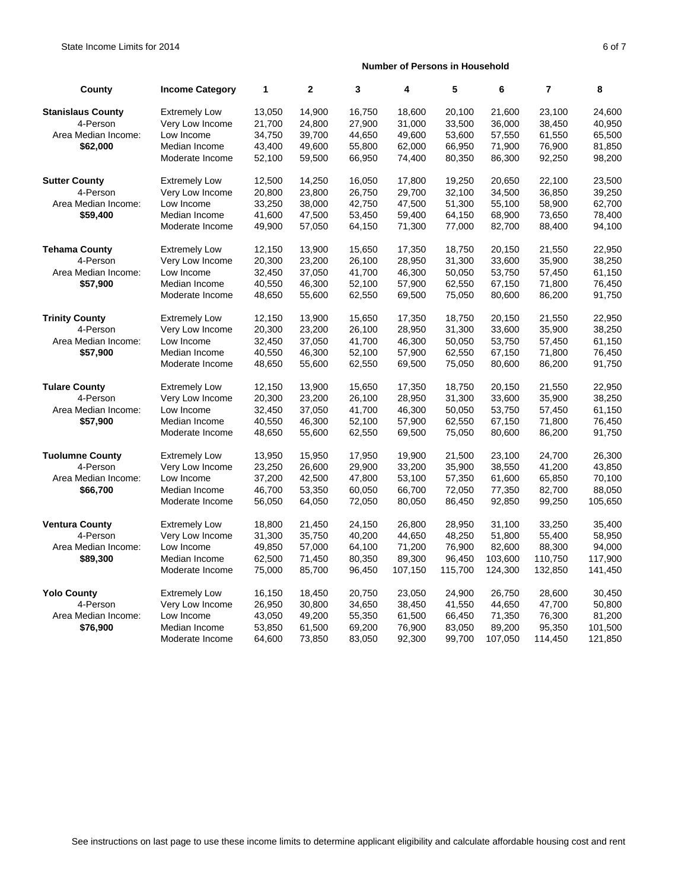| County | Income Category | Number of Persons in Household | | | | | | | |
|---|---|---|---|---|---|---|---|---|---|
| | | 1 | 2 | 3 | 4 | 5 | 6 | 7 | 8 |
| **Stanislaus County** | Extremely Low | 13,050 | 14,900 | 16,750 | 18,600 | 20,100 | 21,600 | 23,100 | 24,600 |
| 4-Person | Very Low Income | 21,700 | 24,800 | 27,900 | 31,000 | 33,500 | 36,000 | 38,450 | 40,950 |
| Area Median Income: | Low Income | 34,750 | 39,700 | 44,650 | 49,600 | 53,600 | 57,550 | 61,550 | 65,500 |
| **$62,000** | Median Income | 43,400 | 49,600 | 55,800 | 62,000 | 66,950 | 71,900 | 76,900 | 81,850 |
| | Moderate Income | 52,100 | 59,500 | 66,950 | 74,400 | 80,350 | 86,300 | 92,250 | 98,200 |
| **Sutter County** | Extremely Low | 12,500 | 14,250 | 16,050 | 17,800 | 19,250 | 20,650 | 22,100 | 23,500 |
| 4-Person | Very Low Income | 20,800 | 23,800 | 26,750 | 29,700 | 32,100 | 34,500 | 36,850 | 39,250 |
| Area Median Income: | Low Income | 33,250 | 38,000 | 42,750 | 47,500 | 51,300 | 55,100 | 58,900 | 62,700 |
| **$59,400** | Median Income | 41,600 | 47,500 | 53,450 | 59,400 | 64,150 | 68,900 | 73,650 | 78,400 |
| | Moderate Income | 49,900 | 57,050 | 64,150 | 71,300 | 77,000 | 82,700 | 88,400 | 94,100 |
| **Tehama County** | Extremely Low | 12,150 | 13,900 | 15,650 | 17,350 | 18,750 | 20,150 | 21,550 | 22,950 |
| 4-Person | Very Low Income | 20,300 | 23,200 | 26,100 | 28,950 | 31,300 | 33,600 | 35,900 | 38,250 |
| Area Median Income: | Low Income | 32,450 | 37,050 | 41,700 | 46,300 | 50,050 | 53,750 | 57,450 | 61,150 |
| **$57,900** | Median Income | 40,550 | 46,300 | 52,100 | 57,900 | 62,550 | 67,150 | 71,800 | 76,450 |
| | Moderate Income | 48,650 | 55,600 | 62,550 | 69,500 | 75,050 | 80,600 | 86,200 | 91,750 |
| **Trinity County** | Extremely Low | 12,150 | 13,900 | 15,650 | 17,350 | 18,750 | 20,150 | 21,550 | 22,950 |
| 4-Person | Very Low Income | 20,300 | 23,200 | 26,100 | 28,950 | 31,300 | 33,600 | 35,900 | 38,250 |
| Area Median Income: | Low Income | 32,450 | 37,050 | 41,700 | 46,300 | 50,050 | 53,750 | 57,450 | 61,150 |
| **$57,900** | Median Income | 40,550 | 46,300 | 52,100 | 57,900 | 62,550 | 67,150 | 71,800 | 76,450 |
| | Moderate Income | 48,650 | 55,600 | 62,550 | 69,500 | 75,050 | 80,600 | 86,200 | 91,750 |
| **Tulare County** | Extremely Low | 12,150 | 13,900 | 15,650 | 17,350 | 18,750 | 20,150 | 21,550 | 22,950 |
| 4-Person | Very Low Income | 20,300 | 23,200 | 26,100 | 28,950 | 31,300 | 33,600 | 35,900 | 38,250 |
| Area Median Income: | Low Income | 32,450 | 37,050 | 41,700 | 46,300 | 50,050 | 53,750 | 57,450 | 61,150 |
| **$57,900** | Median Income | 40,550 | 46,300 | 52,100 | 57,900 | 62,550 | 67,150 | 71,800 | 76,450 |
| | Moderate Income | 48,650 | 55,600 | 62,550 | 69,500 | 75,050 | 80,600 | 86,200 | 91,750 |
| **Tuolumne County** | Extremely Low | 13,950 | 15,950 | 17,950 | 19,900 | 21,500 | 23,100 | 24,700 | 26,300 |
| 4-Person | Very Low Income | 23,250 | 26,600 | 29,900 | 33,200 | 35,900 | 38,550 | 41,200 | 43,850 |
| Area Median Income: | Low Income | 37,200 | 42,500 | 47,800 | 53,100 | 57,350 | 61,600 | 65,850 | 70,100 |
| **$66,700** | Median Income | 46,700 | 53,350 | 60,050 | 66,700 | 72,050 | 77,350 | 82,700 | 88,050 |
| | Moderate Income | 56,050 | 64,050 | 72,050 | 80,050 | 86,450 | 92,850 | 99,250 | 105,650 |
| **Ventura County** | Extremely Low | 18,800 | 21,450 | 24,150 | 26,800 | 28,950 | 31,100 | 33,250 | 35,400 |
| 4-Person | Very Low Income | 31,300 | 35,750 | 40,200 | 44,650 | 48,250 | 51,800 | 55,400 | 58,950 |
| Area Median Income: | Low Income | 49,850 | 57,000 | 64,100 | 71,200 | 76,900 | 82,600 | 88,300 | 94,000 |
| **$89,300** | Median Income | 62,500 | 71,450 | 80,350 | 89,300 | 96,450 | 103,600 | 110,750 | 117,900 |
| | Moderate Income | 75,000 | 85,700 | 96,450 | 107,150 | 115,700 | 124,300 | 132,850 | 141,450 |
| **Yolo County** | Extremely Low | 16,150 | 18,450 | 20,750 | 23,050 | 24,900 | 26,750 | 28,600 | 30,450 |
| 4-Person | Very Low Income | 26,950 | 30,800 | 34,650 | 38,450 | 41,550 | 44,650 | 47,700 | 50,800 |
| Area Median Income: | Low Income | 43,050 | 49,200 | 55,350 | 61,500 | 66,450 | 71,350 | 76,300 | 81,200 |
| **$76,900** | Median Income | 53,850 | 61,500 | 69,200 | 76,900 | 83,050 | 89,200 | 95,350 | 101,500 |
| | Moderate Income | 64,600 | 73,850 | 83,050 | 92,300 | 99,700 | 107,050 | 114,450 | 121,850 |

See instructions on last page to use these income limits to determine applicant eligibility and calculate affordable housing cost and rent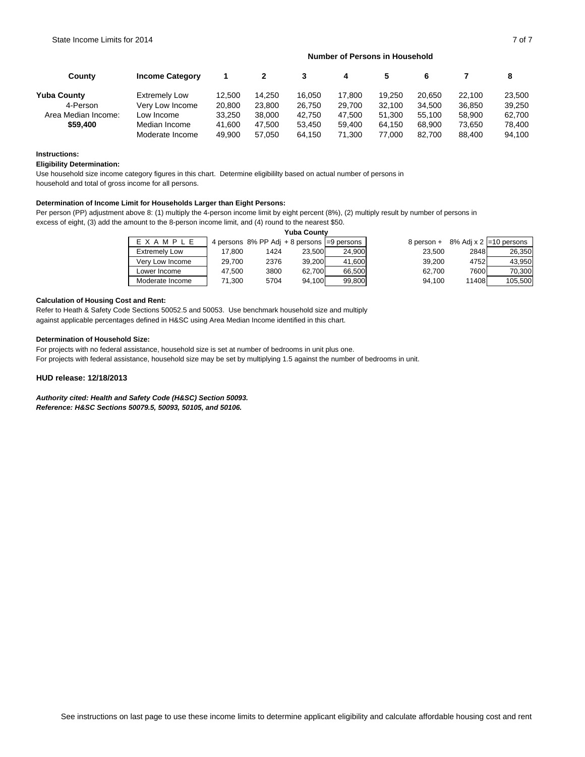State Income Limits for 2014

| County | Income Category | Number of Persons in Household 1 | 2 | 3 | 4 | 5 | 6 | 7 | 8 |
|---|---|---|---|---|---|---|---|---|---|
| **Yuba County** | Extremely Low | 12,500 | 14,250 | 16,050 | 17,800 | 19,250 | 20,650 | 22,100 | 23,500 |
| 4-Person | Very Low Income | 20,800 | 23,800 | 26,750 | 29,700 | 32,100 | 34,500 | 36,850 | 39,250 |
| Area Median Income: | Low Income | 33,250 | 38,000 | 42,750 | 47,500 | 51,300 | 55,100 | 58,900 | 62,700 |
| **$59,400** | Median Income | 41,600 | 47,500 | 53,450 | 59,400 | 64,150 | 68,900 | 73,650 | 78,400 |
| | Moderate Income | 49,900 | 57,050 | 64,150 | 71,300 | 77,000 | 82,700 | 88,400 | 94,100 |

**Instructions:**

**Eligibility Determination:**

Use household size income category figures in this chart. Determine eligibililty based on actual number of persons in household and total of gross income for all persons.

**Determination of Income Limit for Households Larger than Eight Persons:**

Per person (PP) adjustment above 8: (1) multiply the 4-person income limit by eight percent (8%), (2) multiply result by number of persons in excess of eight, (3) add the amount to the 8-person income limit, and (4) round to the nearest $50.

**Yuba County**

| E X A M P L E | 4 persons | 8% PP Adj | + 8 persons | =9 persons | 8 person + | 8% Adj x 2 | =10 persons |
|---|---|---|---|---|---|---|---|
| Extremely Low | 17,800 | 1424 | 23,500 | 24,900 | 23,500 | 2848 | 26,350 |
| Very Low Income | 29,700 | 2376 | 39,200 | 41,600 | 39,200 | 4752 | 43,950 |
| Lower Income | 47,500 | 3800 | 62,700 | 66,500 | 62,700 | 7600 | 70,300 |
| Moderate Income | 71,300 | 5704 | 94,100 | 99,800 | 94,100 | 11408 | 105,500 |

**Calculation of Housing Cost and Rent:**

Refer to Heath & Safety Code Sections 50052.5 and 50053. Use benchmark household size and multiply against applicable percentages defined in H&SC using Area Median Income identified in this chart.

**Determination of Household Size:**

For projects with no federal assistance, household size is set at number of bedrooms in unit plus one.
For projects with federal assistance, household size may be set by multiplying 1.5 against the number of bedrooms in unit.

**HUD release: 12/18/2013**

***Authority cited: Health and Safety Code (H&SC) Section 50093.***
***Reference: H&SC Sections 50079.5, 50093, 50105, and 50106.***

See instructions on last page to use these income limits to determine applicant eligibility and calculate affordable housing cost and rent